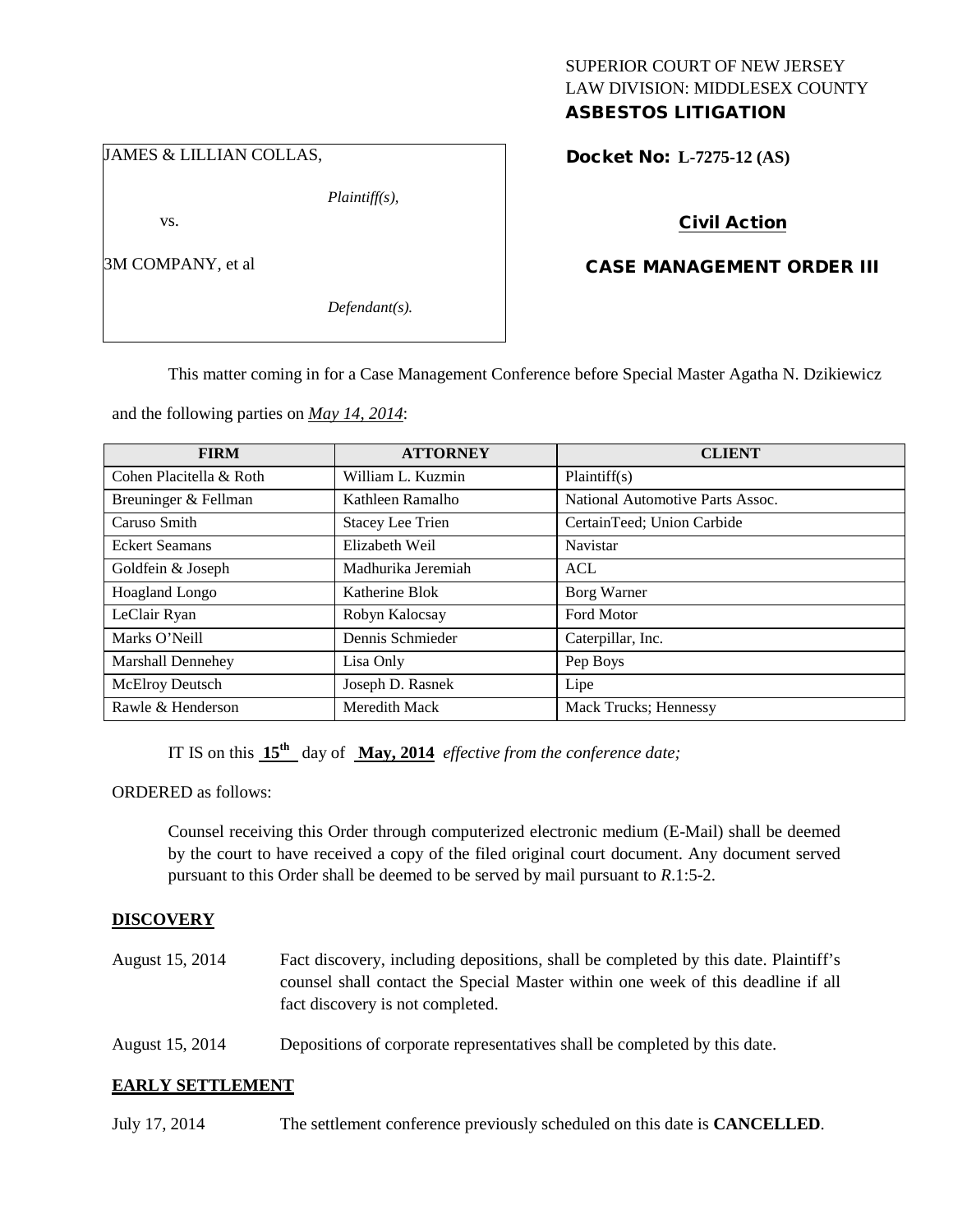SUPERIOR COURT OF NEW JERSEY
LAW DIVISION: MIDDLESEX COUNTY
**ASBESTOS LITIGATION**

JAMES & LILLIAN COLLAS,

*Plaintiff(s),*

vs.

3M COMPANY, et al

*Defendant(s).*

**Docket No: L-7275-12 (AS)**

**Civil Action**

**CASE MANAGEMENT ORDER III**

This matter coming in for a Case Management Conference before Special Master Agatha N. Dzikiewicz and the following parties on *May 14, 2014*:

| FIRM | ATTORNEY | CLIENT |
|---|---|---|
| Cohen Placitella & Roth | William L. Kuzmin | Plaintiff(s) |
| Breuninger & Fellman | Kathleen Ramalho | National Automotive Parts Assoc. |
| Caruso Smith | Stacey Lee Trien | CertainTeed; Union Carbide |
| Eckert Seamans | Elizabeth Weil | Navistar |
| Goldfein & Joseph | Madhurika Jeremiah | ACL |
| Hoagland Longo | Katherine Blok | Borg Warner |
| LeClair Ryan | Robyn Kalocsay | Ford Motor |
| Marks O'Neill | Dennis Schmieder | Caterpillar, Inc. |
| Marshall Dennehey | Lisa Only | Pep Boys |
| McElroy Deutsch | Joseph D. Rasnek | Lipe |
| Rawle & Henderson | Meredith Mack | Mack Trucks; Hennessy |

IT IS on this **15th** day of **May, 2014** *effective from the conference date;*

ORDERED as follows:

Counsel receiving this Order through computerized electronic medium (E-Mail) shall be deemed by the court to have received a copy of the filed original court document. Any document served pursuant to this Order shall be deemed to be served by mail pursuant to *R*.1:5-2.

## DISCOVERY

August 15, 2014 — Fact discovery, including depositions, shall be completed by this date. Plaintiff's counsel shall contact the Special Master within one week of this deadline if all fact discovery is not completed.

August 15, 2014 — Depositions of corporate representatives shall be completed by this date.

## EARLY SETTLEMENT

July 17, 2014 — The settlement conference previously scheduled on this date is **CANCELLED**.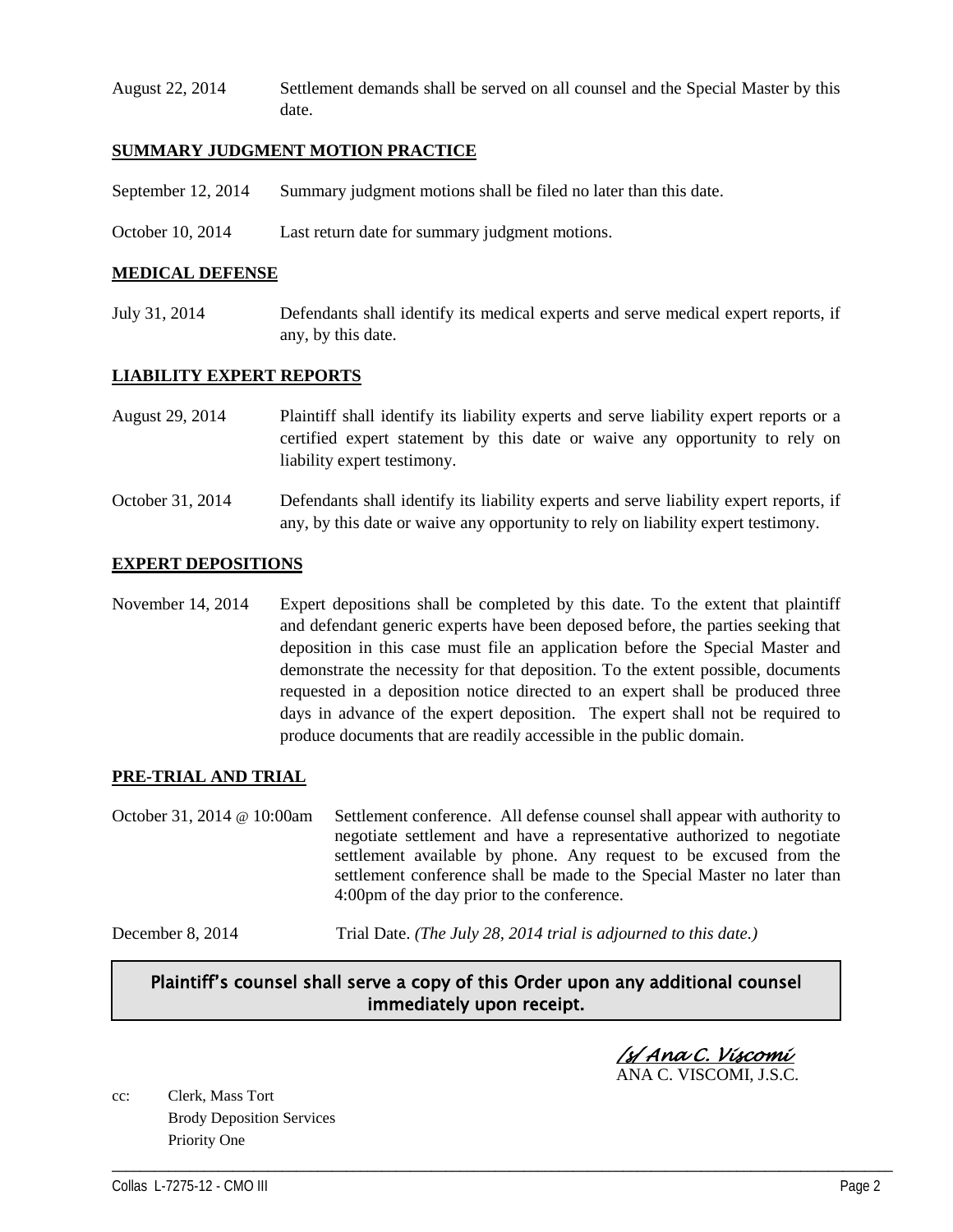August 22, 2014 Settlement demands shall be served on all counsel and the Special Master by this date.

**SUMMARY JUDGMENT MOTION PRACTICE**

September 12, 2014 Summary judgment motions shall be filed no later than this date.

October 10, 2014 Last return date for summary judgment motions.

**MEDICAL DEFENSE**

July 31, 2014 Defendants shall identify its medical experts and serve medical expert reports, if any, by this date.

**LIABILITY EXPERT REPORTS**

August 29, 2014 Plaintiff shall identify its liability experts and serve liability expert reports or a certified expert statement by this date or waive any opportunity to rely on liability expert testimony.

October 31, 2014 Defendants shall identify its liability experts and serve liability expert reports, if any, by this date or waive any opportunity to rely on liability expert testimony.

**EXPERT DEPOSITIONS**

November 14, 2014 Expert depositions shall be completed by this date. To the extent that plaintiff and defendant generic experts have been deposed before, the parties seeking that deposition in this case must file an application before the Special Master and demonstrate the necessity for that deposition. To the extent possible, documents requested in a deposition notice directed to an expert shall be produced three days in advance of the expert deposition. The expert shall not be required to produce documents that are readily accessible in the public domain.

**PRE-TRIAL AND TRIAL**

October 31, 2014 @ 10:00am Settlement conference. All defense counsel shall appear with authority to negotiate settlement and have a representative authorized to negotiate settlement available by phone. Any request to be excused from the settlement conference shall be made to the Special Master no later than 4:00pm of the day prior to the conference.

December 8, 2014 Trial Date. *(The July 28, 2014 trial is adjourned to this date.)*

**Plaintiff's counsel shall serve a copy of this Order upon any additional counsel immediately upon receipt.**

*/s/ Ana C. Viscomi*
ANA C. VISCOMI, J.S.C.

cc: Clerk, Mass Tort
Brody Deposition Services
Priority One